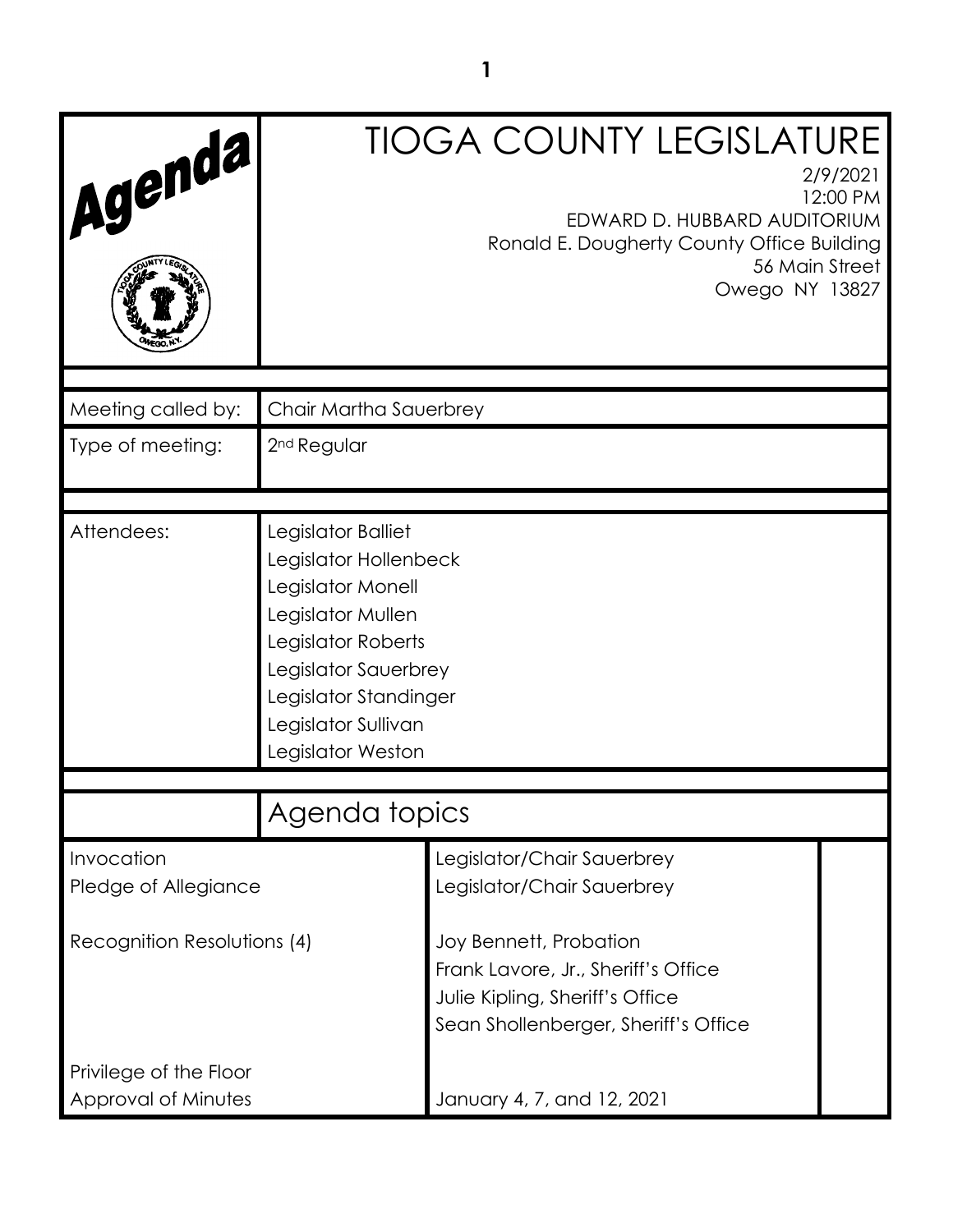# Agenda

# TIOGA COUNTY LEGISLATURE

2/9/2021
12:00 PM
EDWARD D. HUBBARD AUDITORIUM
Ronald E. Dougherty County Office Building
56 Main Street
Owego NY 13827

| | |
|---|---|
| Meeting called by: | Chair Martha Sauerbrey |
| Type of meeting: | 2nd Regular |

| | |
|---|---|
| Attendees: | Legislator Balliet<br>Legislator Hollenbeck<br>Legislator Monell<br>Legislator Mullen<br>Legislator Roberts<br>Legislator Sauerbrey<br>Legislator Standinger<br>Legislator Sullivan<br>Legislator Weston |

## Agenda topics

| | | |
|---|---|---|
| Invocation | Legislator/Chair Sauerbrey | |
| Pledge of Allegiance | Legislator/Chair Sauerbrey | |
| Recognition Resolutions (4) | Joy Bennett, Probation<br>Frank Lavore, Jr., Sheriff's Office<br>Julie Kipling, Sheriff's Office<br>Sean Shollenberger, Sheriff's Office | |
| Privilege of the Floor | | |
| Approval of Minutes | January 4, 7, and 12, 2021 | |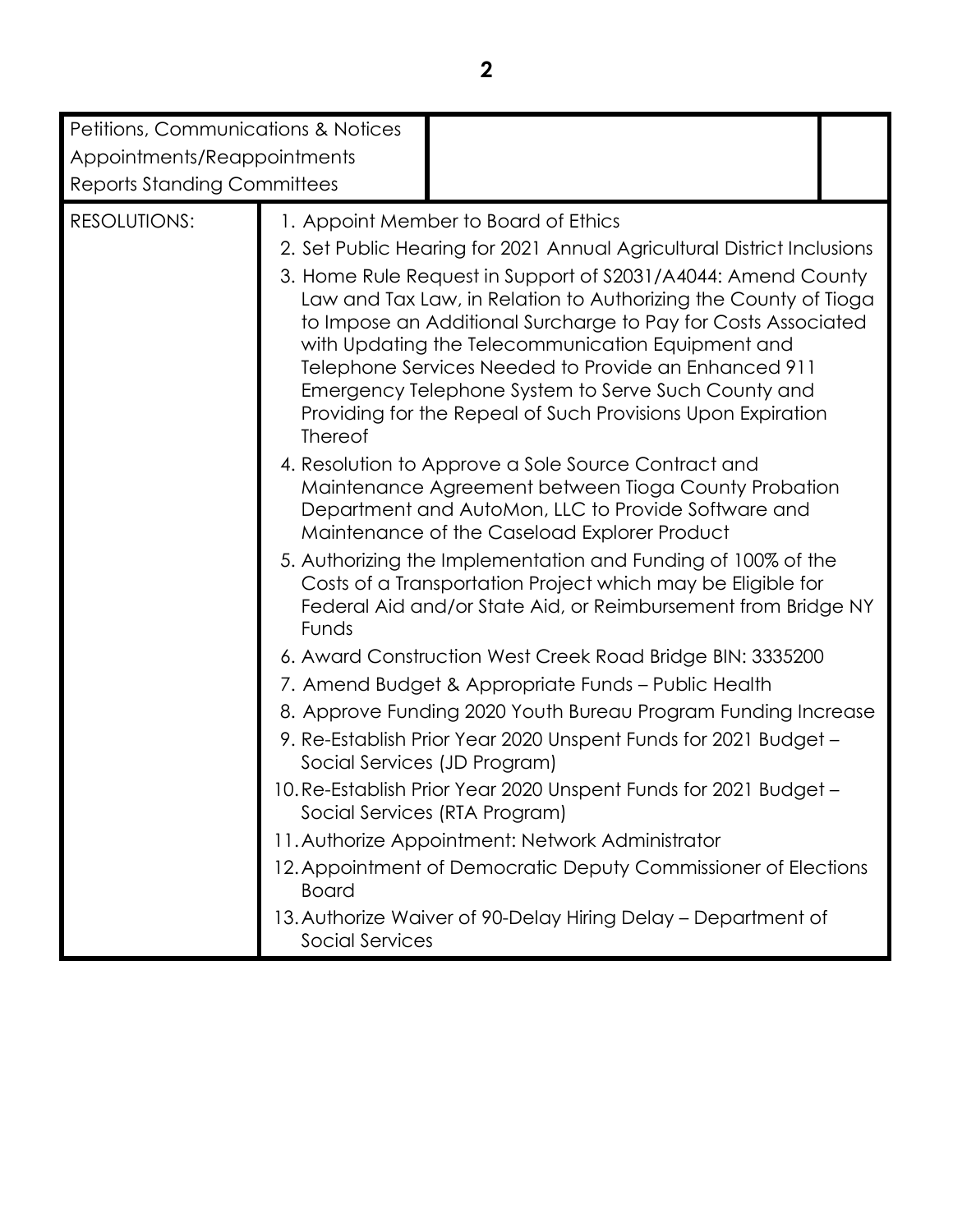| Petitions, Communications & Notices<br>Appointments/Reappointments<br>Reports Standing Committees | | |
|---|---|---|
| RESOLUTIONS: | 1. Appoint Member to Board of Ethics<br>2. Set Public Hearing for 2021 Annual Agricultural District Inclusions<br>3. Home Rule Request in Support of S2031/A4044: Amend County Law and Tax Law, in Relation to Authorizing the County of Tioga to Impose an Additional Surcharge to Pay for Costs Associated with Updating the Telecommunication Equipment and Telephone Services Needed to Provide an Enhanced 911 Emergency Telephone System to Serve Such County and Providing for the Repeal of Such Provisions Upon Expiration Thereof<br>4. Resolution to Approve a Sole Source Contract and Maintenance Agreement between Tioga County Probation Department and AutoMon, LLC to Provide Software and Maintenance of the Caseload Explorer Product<br>5. Authorizing the Implementation and Funding of 100% of the Costs of a Transportation Project which may be Eligible for Federal Aid and/or State Aid, or Reimbursement from Bridge NY Funds<br>6. Award Construction West Creek Road Bridge BIN: 3335200<br>7. Amend Budget & Appropriate Funds – Public Health<br>8. Approve Funding 2020 Youth Bureau Program Funding Increase<br>9. Re-Establish Prior Year 2020 Unspent Funds for 2021 Budget – Social Services (JD Program)<br>10. Re-Establish Prior Year 2020 Unspent Funds for 2021 Budget – Social Services (RTA Program)<br>11. Authorize Appointment: Network Administrator<br>12. Appointment of Democratic Deputy Commissioner of Elections Board<br>13. Authorize Waiver of 90-Delay Hiring Delay – Department of Social Services | |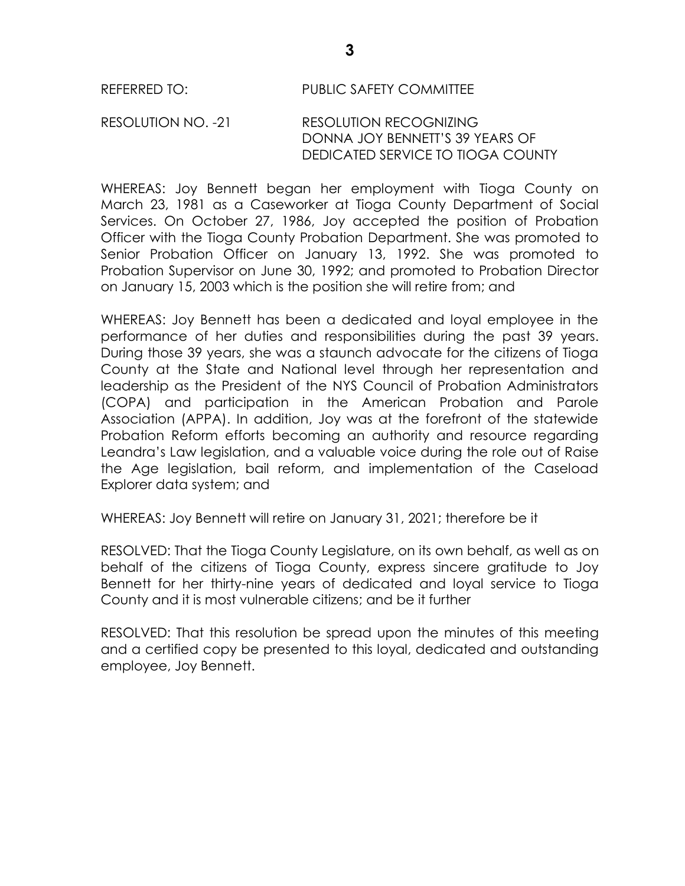REFERRED TO: PUBLIC SAFETY COMMITTEE

RESOLUTION NO. -21 RESOLUTION RECOGNIZING DONNA JOY BENNETT'S 39 YEARS OF DEDICATED SERVICE TO TIOGA COUNTY

WHEREAS: Joy Bennett began her employment with Tioga County on March 23, 1981 as a Caseworker at Tioga County Department of Social Services. On October 27, 1986, Joy accepted the position of Probation Officer with the Tioga County Probation Department. She was promoted to Senior Probation Officer on January 13, 1992. She was promoted to Probation Supervisor on June 30, 1992; and promoted to Probation Director on January 15, 2003 which is the position she will retire from; and

WHEREAS: Joy Bennett has been a dedicated and loyal employee in the performance of her duties and responsibilities during the past 39 years. During those 39 years, she was a staunch advocate for the citizens of Tioga County at the State and National level through her representation and leadership as the President of the NYS Council of Probation Administrators (COPA) and participation in the American Probation and Parole Association (APPA). In addition, Joy was at the forefront of the statewide Probation Reform efforts becoming an authority and resource regarding Leandra's Law legislation, and a valuable voice during the role out of Raise the Age legislation, bail reform, and implementation of the Caseload Explorer data system; and

WHEREAS: Joy Bennett will retire on January 31, 2021; therefore be it

RESOLVED: That the Tioga County Legislature, on its own behalf, as well as on behalf of the citizens of Tioga County, express sincere gratitude to Joy Bennett for her thirty-nine years of dedicated and loyal service to Tioga County and it is most vulnerable citizens; and be it further

RESOLVED: That this resolution be spread upon the minutes of this meeting and a certified copy be presented to this loyal, dedicated and outstanding employee, Joy Bennett.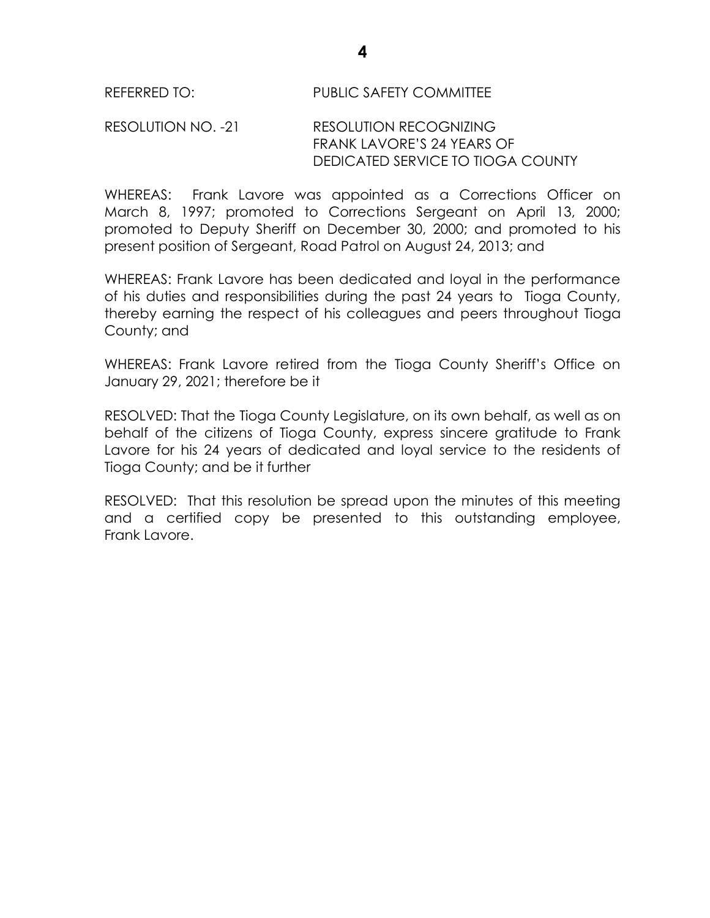REFERRED TO: PUBLIC SAFETY COMMITTEE

RESOLUTION NO. -21 RESOLUTION RECOGNIZING FRANK LAVORE'S 24 YEARS OF DEDICATED SERVICE TO TIOGA COUNTY

WHEREAS: Frank Lavore was appointed as a Corrections Officer on March 8, 1997; promoted to Corrections Sergeant on April 13, 2000; promoted to Deputy Sheriff on December 30, 2000; and promoted to his present position of Sergeant, Road Patrol on August 24, 2013; and

WHEREAS: Frank Lavore has been dedicated and loyal in the performance of his duties and responsibilities during the past 24 years to Tioga County, thereby earning the respect of his colleagues and peers throughout Tioga County; and

WHEREAS: Frank Lavore retired from the Tioga County Sheriff's Office on January 29, 2021; therefore be it

RESOLVED: That the Tioga County Legislature, on its own behalf, as well as on behalf of the citizens of Tioga County, express sincere gratitude to Frank Lavore for his 24 years of dedicated and loyal service to the residents of Tioga County; and be it further

RESOLVED: That this resolution be spread upon the minutes of this meeting and a certified copy be presented to this outstanding employee, Frank Lavore.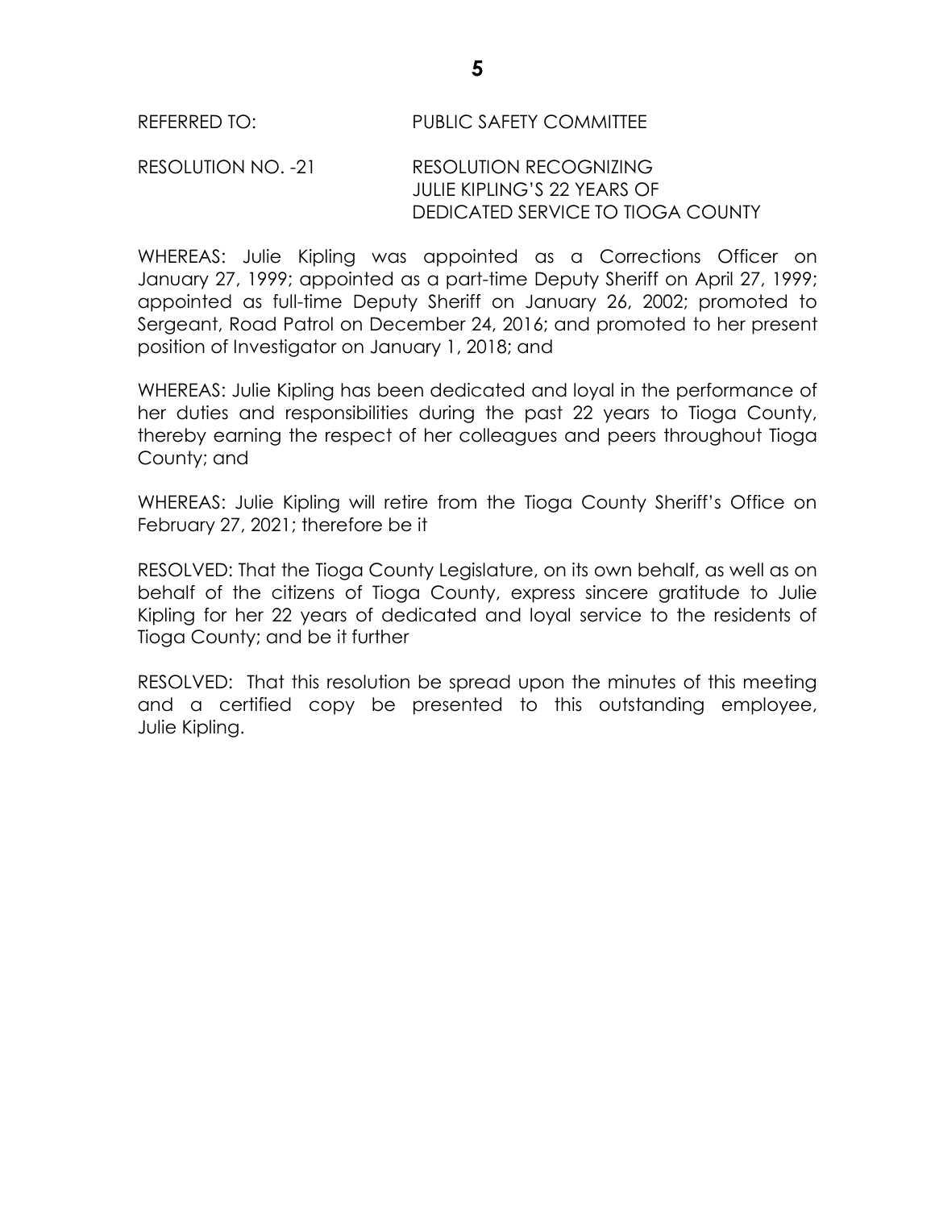REFERRED TO: PUBLIC SAFETY COMMITTEE

RESOLUTION NO. -21 RESOLUTION RECOGNIZING JULIE KIPLING'S 22 YEARS OF DEDICATED SERVICE TO TIOGA COUNTY

WHEREAS: Julie Kipling was appointed as a Corrections Officer on January 27, 1999; appointed as a part-time Deputy Sheriff on April 27, 1999; appointed as full-time Deputy Sheriff on January 26, 2002; promoted to Sergeant, Road Patrol on December 24, 2016; and promoted to her present position of Investigator on January 1, 2018; and

WHEREAS: Julie Kipling has been dedicated and loyal in the performance of her duties and responsibilities during the past 22 years to Tioga County, thereby earning the respect of her colleagues and peers throughout Tioga County; and

WHEREAS: Julie Kipling will retire from the Tioga County Sheriff's Office on February 27, 2021; therefore be it

RESOLVED: That the Tioga County Legislature, on its own behalf, as well as on behalf of the citizens of Tioga County, express sincere gratitude to Julie Kipling for her 22 years of dedicated and loyal service to the residents of Tioga County; and be it further

RESOLVED: That this resolution be spread upon the minutes of this meeting and a certified copy be presented to this outstanding employee, Julie Kipling.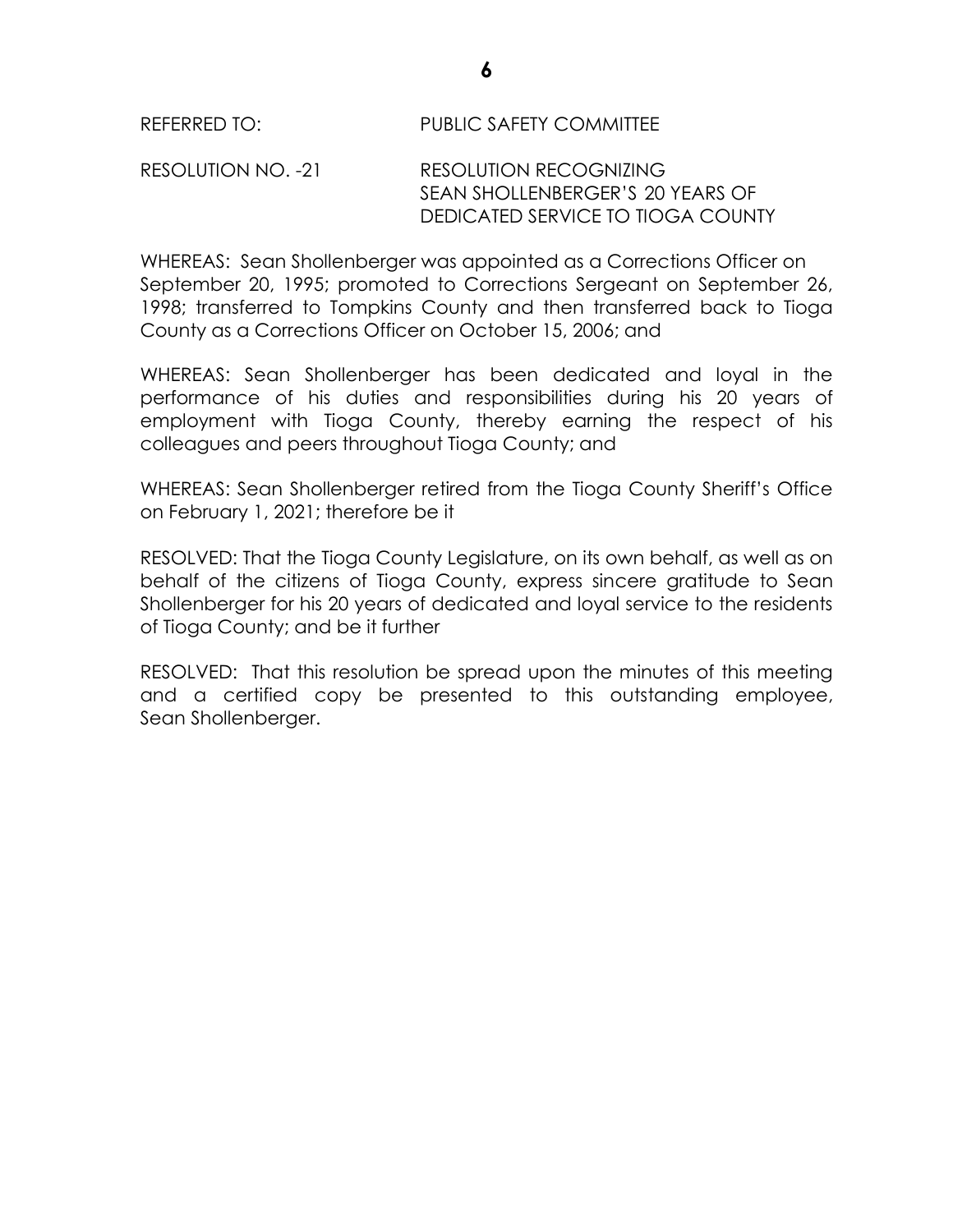REFERRED TO: PUBLIC SAFETY COMMITTEE

RESOLUTION NO. -21 RESOLUTION RECOGNIZING SEAN SHOLLENBERGER'S 20 YEARS OF DEDICATED SERVICE TO TIOGA COUNTY

WHEREAS: Sean Shollenberger was appointed as a Corrections Officer on September 20, 1995; promoted to Corrections Sergeant on September 26, 1998; transferred to Tompkins County and then transferred back to Tioga County as a Corrections Officer on October 15, 2006; and

WHEREAS: Sean Shollenberger has been dedicated and loyal in the performance of his duties and responsibilities during his 20 years of employment with Tioga County, thereby earning the respect of his colleagues and peers throughout Tioga County; and

WHEREAS: Sean Shollenberger retired from the Tioga County Sheriff's Office on February 1, 2021; therefore be it

RESOLVED: That the Tioga County Legislature, on its own behalf, as well as on behalf of the citizens of Tioga County, express sincere gratitude to Sean Shollenberger for his 20 years of dedicated and loyal service to the residents of Tioga County; and be it further

RESOLVED: That this resolution be spread upon the minutes of this meeting and a certified copy be presented to this outstanding employee, Sean Shollenberger.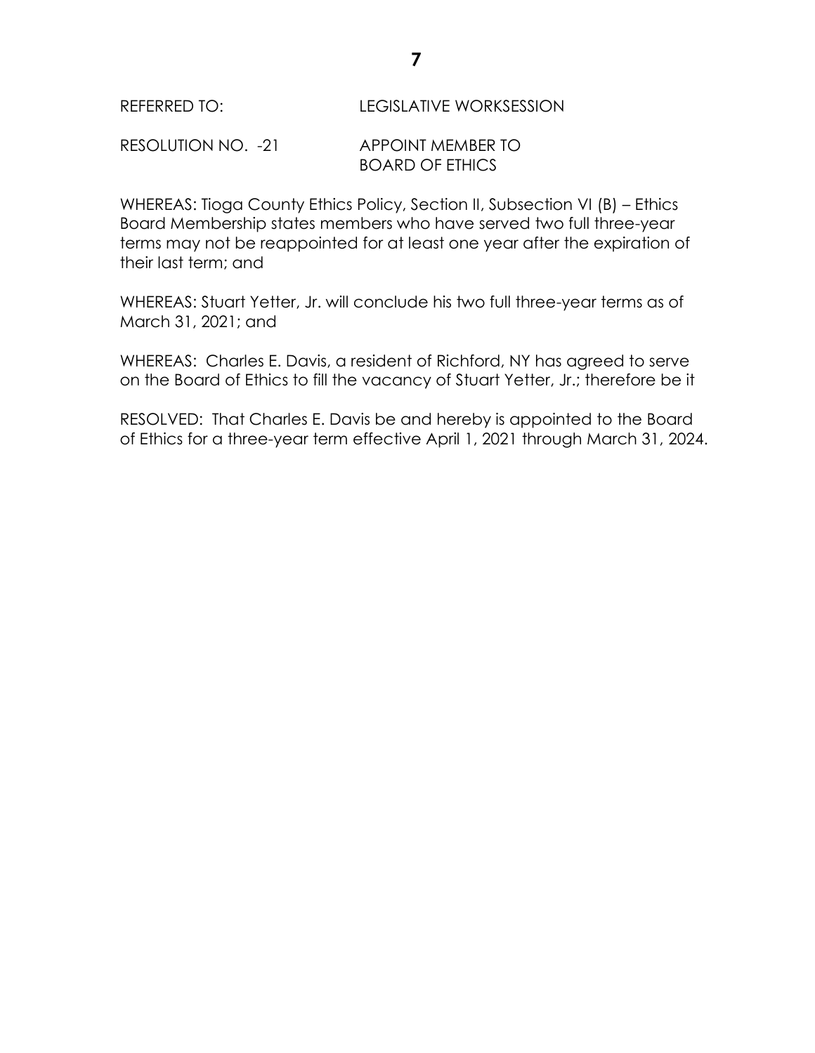REFERRED TO: LEGISLATIVE WORKSESSION

RESOLUTION NO. -21 APPOINT MEMBER TO BOARD OF ETHICS

WHEREAS: Tioga County Ethics Policy, Section II, Subsection VI (B) – Ethics Board Membership states members who have served two full three-year terms may not be reappointed for at least one year after the expiration of their last term; and

WHEREAS: Stuart Yetter, Jr. will conclude his two full three-year terms as of March 31, 2021; and

WHEREAS: Charles E. Davis, a resident of Richford, NY has agreed to serve on the Board of Ethics to fill the vacancy of Stuart Yetter, Jr.; therefore be it

RESOLVED: That Charles E. Davis be and hereby is appointed to the Board of Ethics for a three-year term effective April 1, 2021 through March 31, 2024.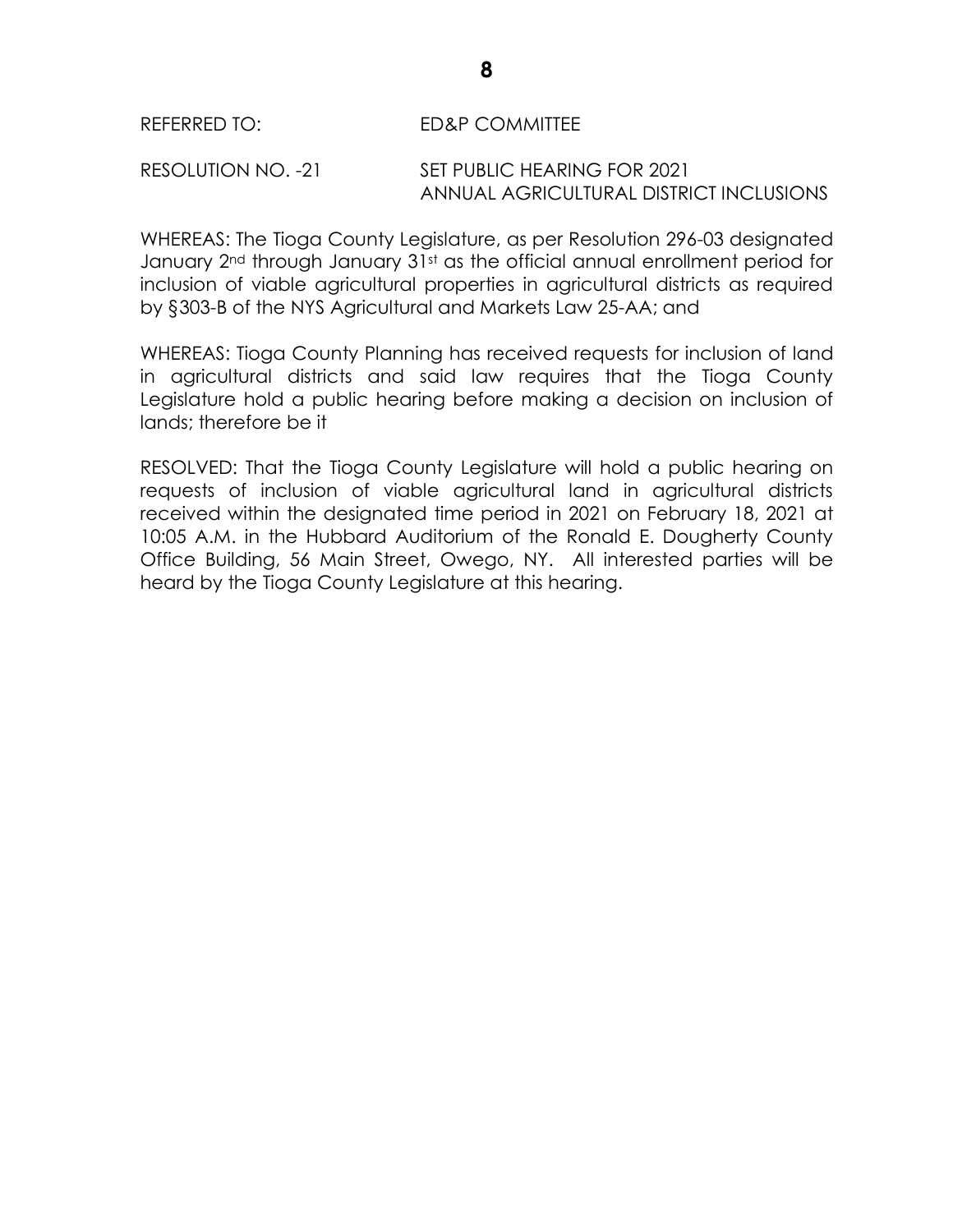REFERRED TO: ED&P COMMITTEE

RESOLUTION NO. -21 SET PUBLIC HEARING FOR 2021 ANNUAL AGRICULTURAL DISTRICT INCLUSIONS

WHEREAS: The Tioga County Legislature, as per Resolution 296-03 designated January 2nd through January 31st as the official annual enrollment period for inclusion of viable agricultural properties in agricultural districts as required by §303-B of the NYS Agricultural and Markets Law 25-AA; and

WHEREAS: Tioga County Planning has received requests for inclusion of land in agricultural districts and said law requires that the Tioga County Legislature hold a public hearing before making a decision on inclusion of lands; therefore be it

RESOLVED: That the Tioga County Legislature will hold a public hearing on requests of inclusion of viable agricultural land in agricultural districts received within the designated time period in 2021 on February 18, 2021 at 10:05 A.M. in the Hubbard Auditorium of the Ronald E. Dougherty County Office Building, 56 Main Street, Owego, NY. All interested parties will be heard by the Tioga County Legislature at this hearing.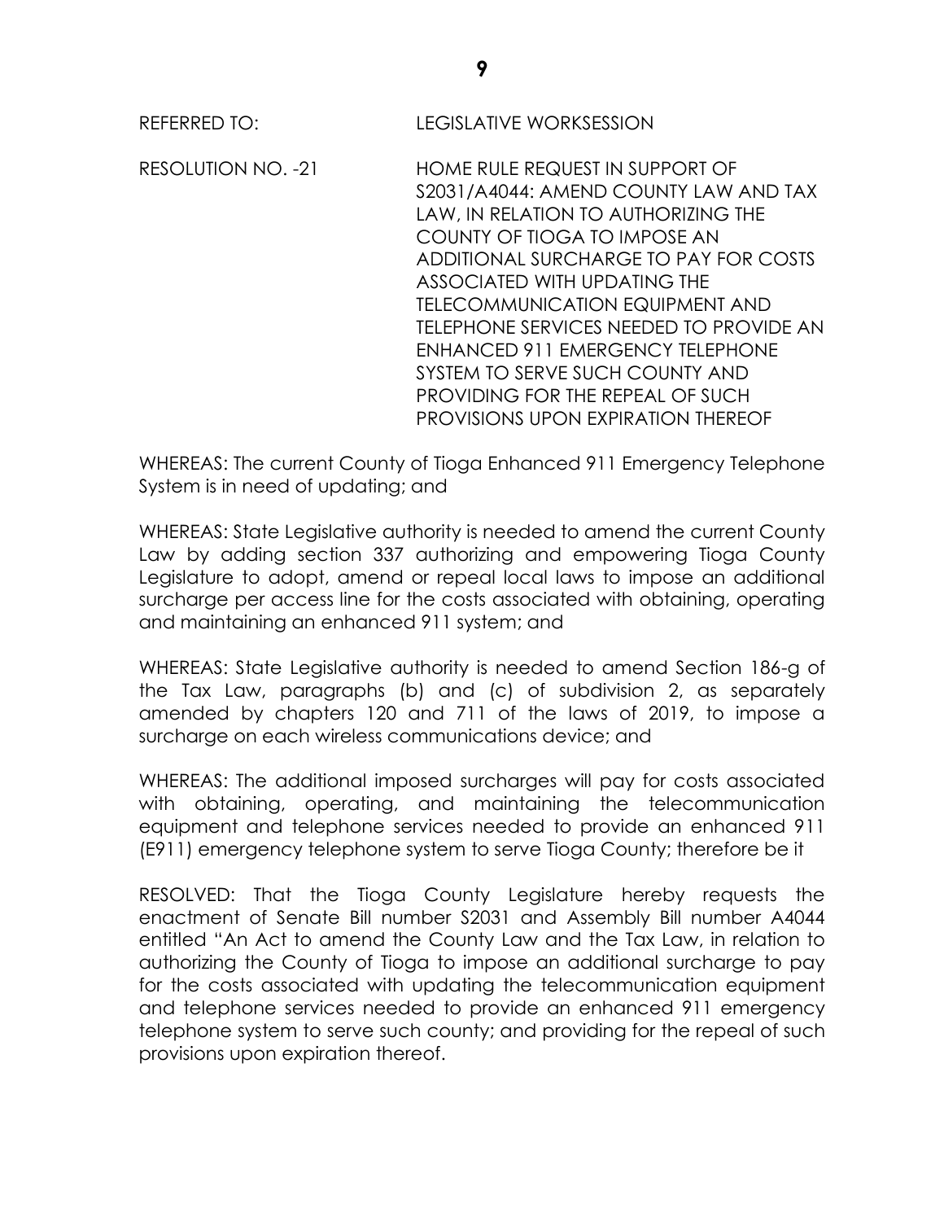REFERRED TO: LEGISLATIVE WORKSESSION

RESOLUTION NO. -21 HOME RULE REQUEST IN SUPPORT OF S2031/A4044: AMEND COUNTY LAW AND TAX LAW, IN RELATION TO AUTHORIZING THE COUNTY OF TIOGA TO IMPOSE AN ADDITIONAL SURCHARGE TO PAY FOR COSTS ASSOCIATED WITH UPDATING THE TELECOMMUNICATION EQUIPMENT AND TELEPHONE SERVICES NEEDED TO PROVIDE AN ENHANCED 911 EMERGENCY TELEPHONE SYSTEM TO SERVE SUCH COUNTY AND PROVIDING FOR THE REPEAL OF SUCH PROVISIONS UPON EXPIRATION THEREOF

WHEREAS: The current County of Tioga Enhanced 911 Emergency Telephone System is in need of updating; and

WHEREAS: State Legislative authority is needed to amend the current County Law by adding section 337 authorizing and empowering Tioga County Legislature to adopt, amend or repeal local laws to impose an additional surcharge per access line for the costs associated with obtaining, operating and maintaining an enhanced 911 system; and

WHEREAS: State Legislative authority is needed to amend Section 186-g of the Tax Law, paragraphs (b) and (c) of subdivision 2, as separately amended by chapters 120 and 711 of the laws of 2019, to impose a surcharge on each wireless communications device; and

WHEREAS: The additional imposed surcharges will pay for costs associated with obtaining, operating, and maintaining the telecommunication equipment and telephone services needed to provide an enhanced 911 (E911) emergency telephone system to serve Tioga County; therefore be it

RESOLVED: That the Tioga County Legislature hereby requests the enactment of Senate Bill number S2031 and Assembly Bill number A4044 entitled "An Act to amend the County Law and the Tax Law, in relation to authorizing the County of Tioga to impose an additional surcharge to pay for the costs associated with updating the telecommunication equipment and telephone services needed to provide an enhanced 911 emergency telephone system to serve such county; and providing for the repeal of such provisions upon expiration thereof.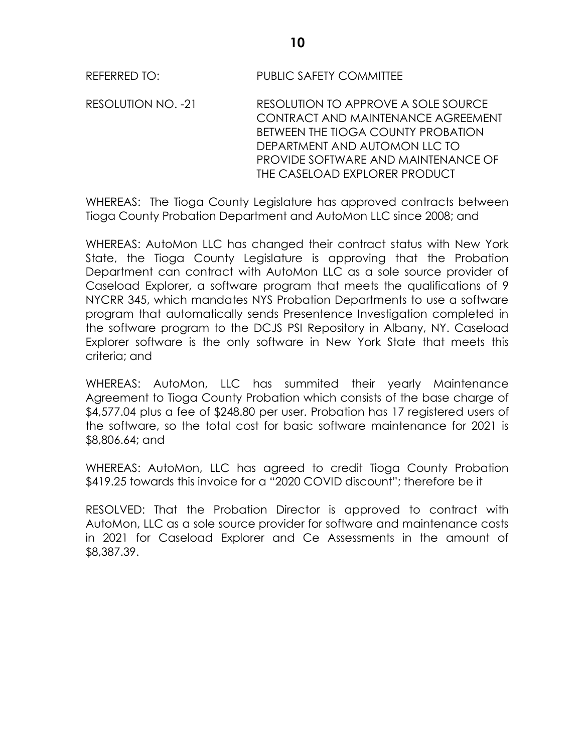REFERRED TO: PUBLIC SAFETY COMMITTEE

RESOLUTION NO. -21 RESOLUTION TO APPROVE A SOLE SOURCE CONTRACT AND MAINTENANCE AGREEMENT BETWEEN THE TIOGA COUNTY PROBATION DEPARTMENT AND AUTOMON LLC TO PROVIDE SOFTWARE AND MAINTENANCE OF THE CASELOAD EXPLORER PRODUCT

WHEREAS: The Tioga County Legislature has approved contracts between Tioga County Probation Department and AutoMon LLC since 2008; and

WHEREAS: AutoMon LLC has changed their contract status with New York State, the Tioga County Legislature is approving that the Probation Department can contract with AutoMon LLC as a sole source provider of Caseload Explorer, a software program that meets the qualifications of 9 NYCRR 345, which mandates NYS Probation Departments to use a software program that automatically sends Presentence Investigation completed in the software program to the DCJS PSI Repository in Albany, NY. Caseload Explorer software is the only software in New York State that meets this criteria; and

WHEREAS: AutoMon, LLC has summited their yearly Maintenance Agreement to Tioga County Probation which consists of the base charge of $4,577.04 plus a fee of $248.80 per user. Probation has 17 registered users of the software, so the total cost for basic software maintenance for 2021 is $8,806.64; and

WHEREAS: AutoMon, LLC has agreed to credit Tioga County Probation $419.25 towards this invoice for a "2020 COVID discount"; therefore be it

RESOLVED: That the Probation Director is approved to contract with AutoMon, LLC as a sole source provider for software and maintenance costs in 2021 for Caseload Explorer and Ce Assessments in the amount of $8,387.39.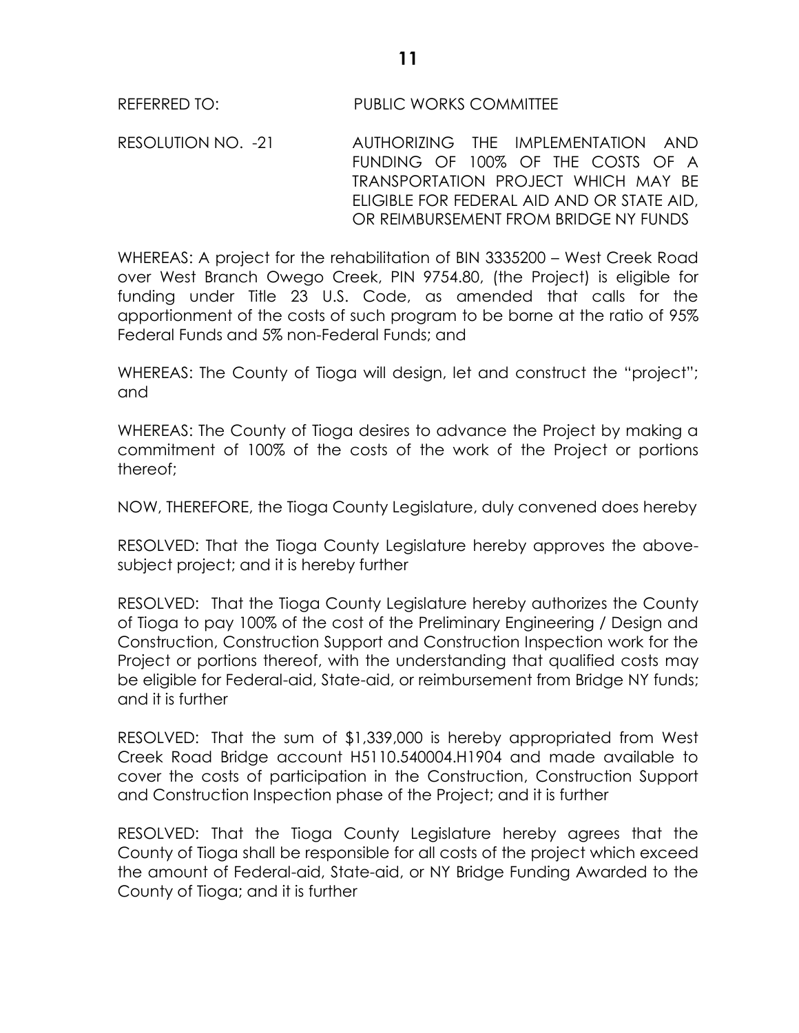REFERRED TO: PUBLIC WORKS COMMITTEE

RESOLUTION NO. -21 AUTHORIZING THE IMPLEMENTATION AND FUNDING OF 100% OF THE COSTS OF A TRANSPORTATION PROJECT WHICH MAY BE ELIGIBLE FOR FEDERAL AID AND OR STATE AID, OR REIMBURSEMENT FROM BRIDGE NY FUNDS

WHEREAS: A project for the rehabilitation of BIN 3335200 – West Creek Road over West Branch Owego Creek, PIN 9754.80, (the Project) is eligible for funding under Title 23 U.S. Code, as amended that calls for the apportionment of the costs of such program to be borne at the ratio of 95% Federal Funds and 5% non-Federal Funds; and

WHEREAS: The County of Tioga will design, let and construct the "project"; and

WHEREAS: The County of Tioga desires to advance the Project by making a commitment of 100% of the costs of the work of the Project or portions thereof;

NOW, THEREFORE, the Tioga County Legislature, duly convened does hereby

RESOLVED: That the Tioga County Legislature hereby approves the above-subject project; and it is hereby further

RESOLVED: That the Tioga County Legislature hereby authorizes the County of Tioga to pay 100% of the cost of the Preliminary Engineering / Design and Construction, Construction Support and Construction Inspection work for the Project or portions thereof, with the understanding that qualified costs may be eligible for Federal-aid, State-aid, or reimbursement from Bridge NY funds; and it is further

RESOLVED: That the sum of $1,339,000 is hereby appropriated from West Creek Road Bridge account H5110.540004.H1904 and made available to cover the costs of participation in the Construction, Construction Support and Construction Inspection phase of the Project; and it is further

RESOLVED: That the Tioga County Legislature hereby agrees that the County of Tioga shall be responsible for all costs of the project which exceed the amount of Federal-aid, State-aid, or NY Bridge Funding Awarded to the County of Tioga; and it is further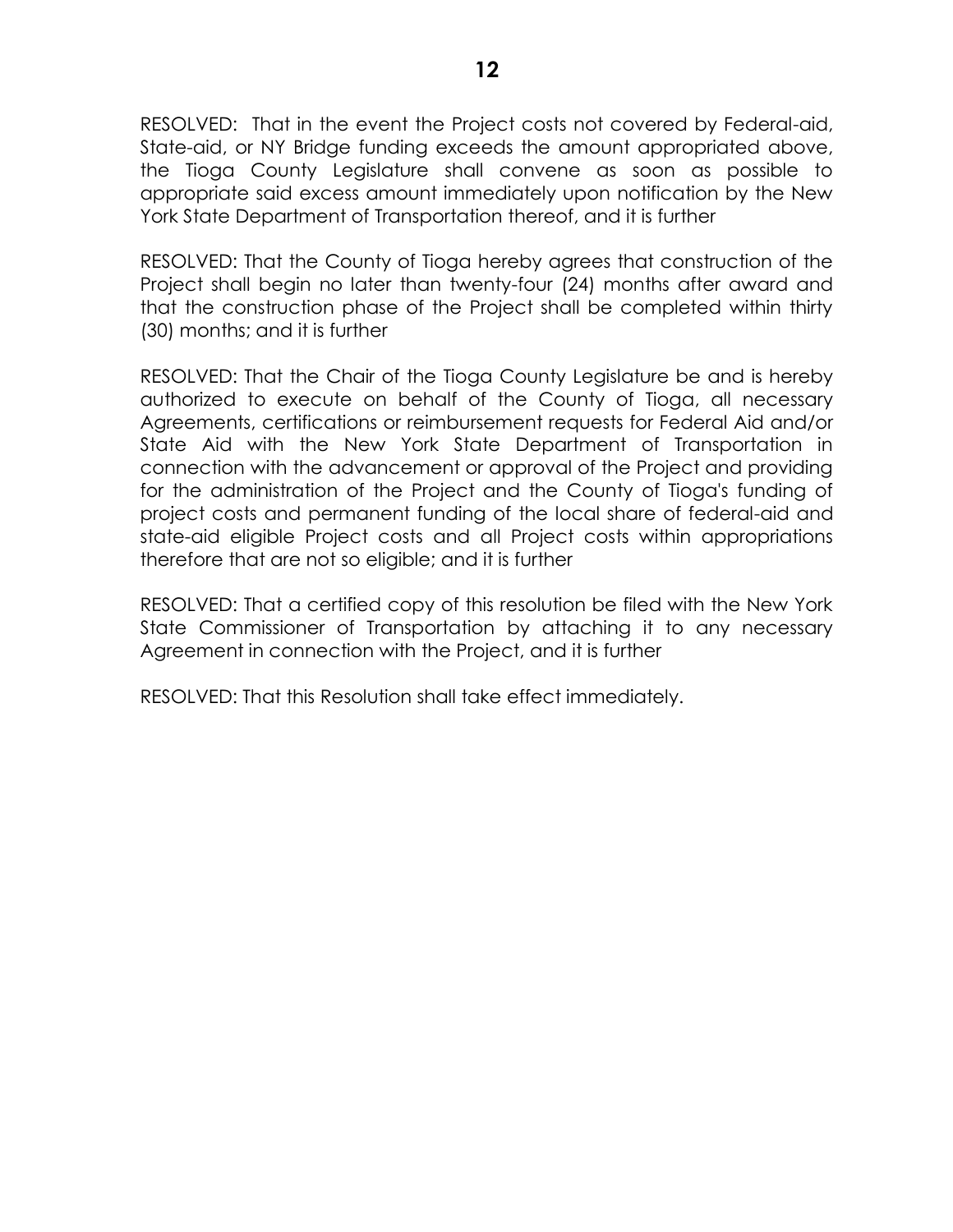RESOLVED: That in the event the Project costs not covered by Federal-aid, State-aid, or NY Bridge funding exceeds the amount appropriated above, the Tioga County Legislature shall convene as soon as possible to appropriate said excess amount immediately upon notification by the New York State Department of Transportation thereof, and it is further

RESOLVED: That the County of Tioga hereby agrees that construction of the Project shall begin no later than twenty-four (24) months after award and that the construction phase of the Project shall be completed within thirty (30) months; and it is further

RESOLVED: That the Chair of the Tioga County Legislature be and is hereby authorized to execute on behalf of the County of Tioga, all necessary Agreements, certifications or reimbursement requests for Federal Aid and/or State Aid with the New York State Department of Transportation in connection with the advancement or approval of the Project and providing for the administration of the Project and the County of Tioga's funding of project costs and permanent funding of the local share of federal-aid and state-aid eligible Project costs and all Project costs within appropriations therefore that are not so eligible; and it is further

RESOLVED: That a certified copy of this resolution be filed with the New York State Commissioner of Transportation by attaching it to any necessary Agreement in connection with the Project, and it is further

RESOLVED: That this Resolution shall take effect immediately.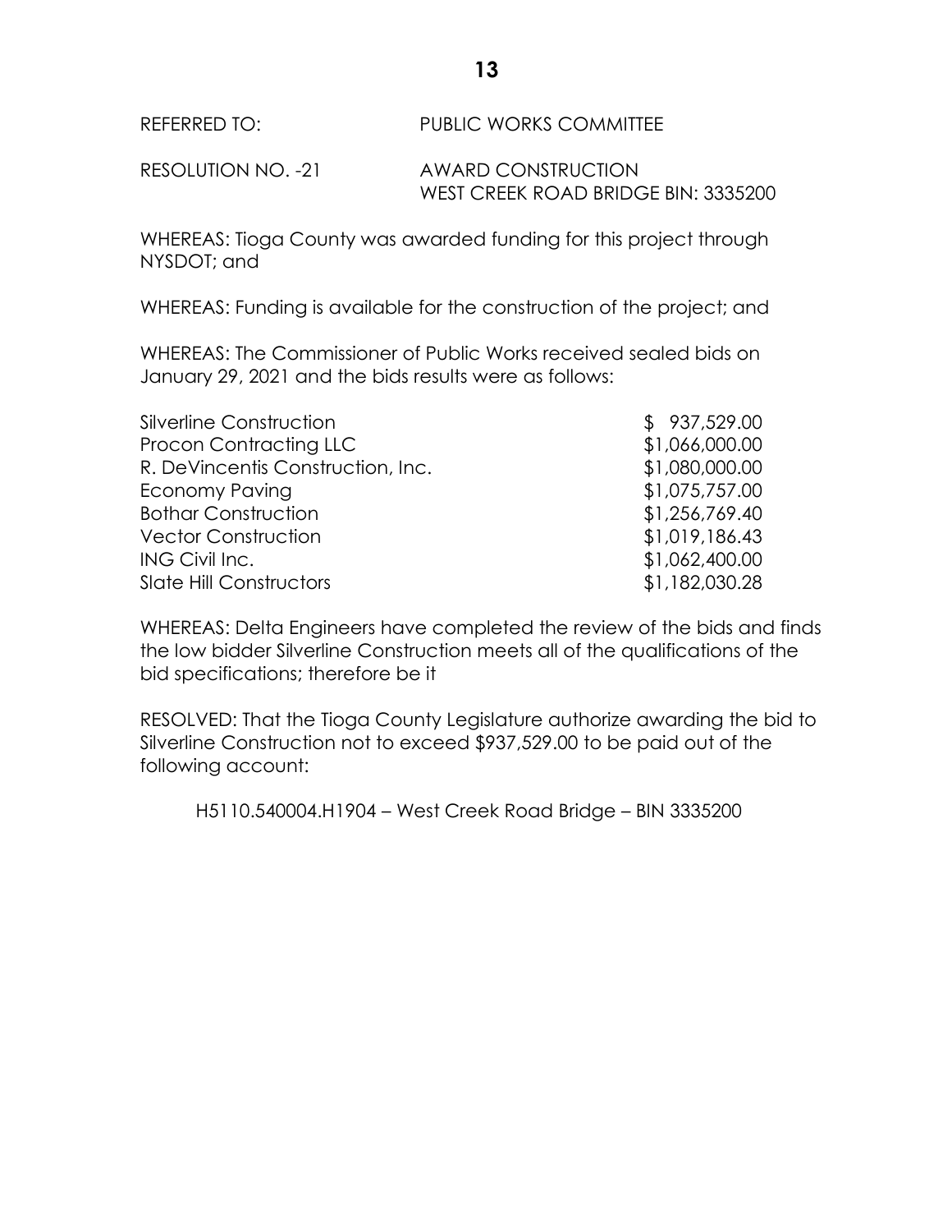REFERRED TO: PUBLIC WORKS COMMITTEE

RESOLUTION NO. -21 AWARD CONSTRUCTION
WEST CREEK ROAD BRIDGE BIN: 3335200

WHEREAS: Tioga County was awarded funding for this project through NYSDOT; and

WHEREAS: Funding is available for the construction of the project; and

WHEREAS: The Commissioner of Public Works received sealed bids on January 29, 2021 and the bids results were as follows:

| | |
|---|---|
| Silverline Construction | $ 937,529.00 |
| Procon Contracting LLC | $1,066,000.00 |
| R. DeVincentis Construction, Inc. | $1,080,000.00 |
| Economy Paving | $1,075,757.00 |
| Bothar Construction | $1,256,769.40 |
| Vector Construction | $1,019,186.43 |
| ING Civil Inc. | $1,062,400.00 |
| Slate Hill Constructors | $1,182,030.28 |

WHEREAS: Delta Engineers have completed the review of the bids and finds the low bidder Silverline Construction meets all of the qualifications of the bid specifications; therefore be it

RESOLVED: That the Tioga County Legislature authorize awarding the bid to Silverline Construction not to exceed $937,529.00 to be paid out of the following account:

H5110.540004.H1904 – West Creek Road Bridge – BIN 3335200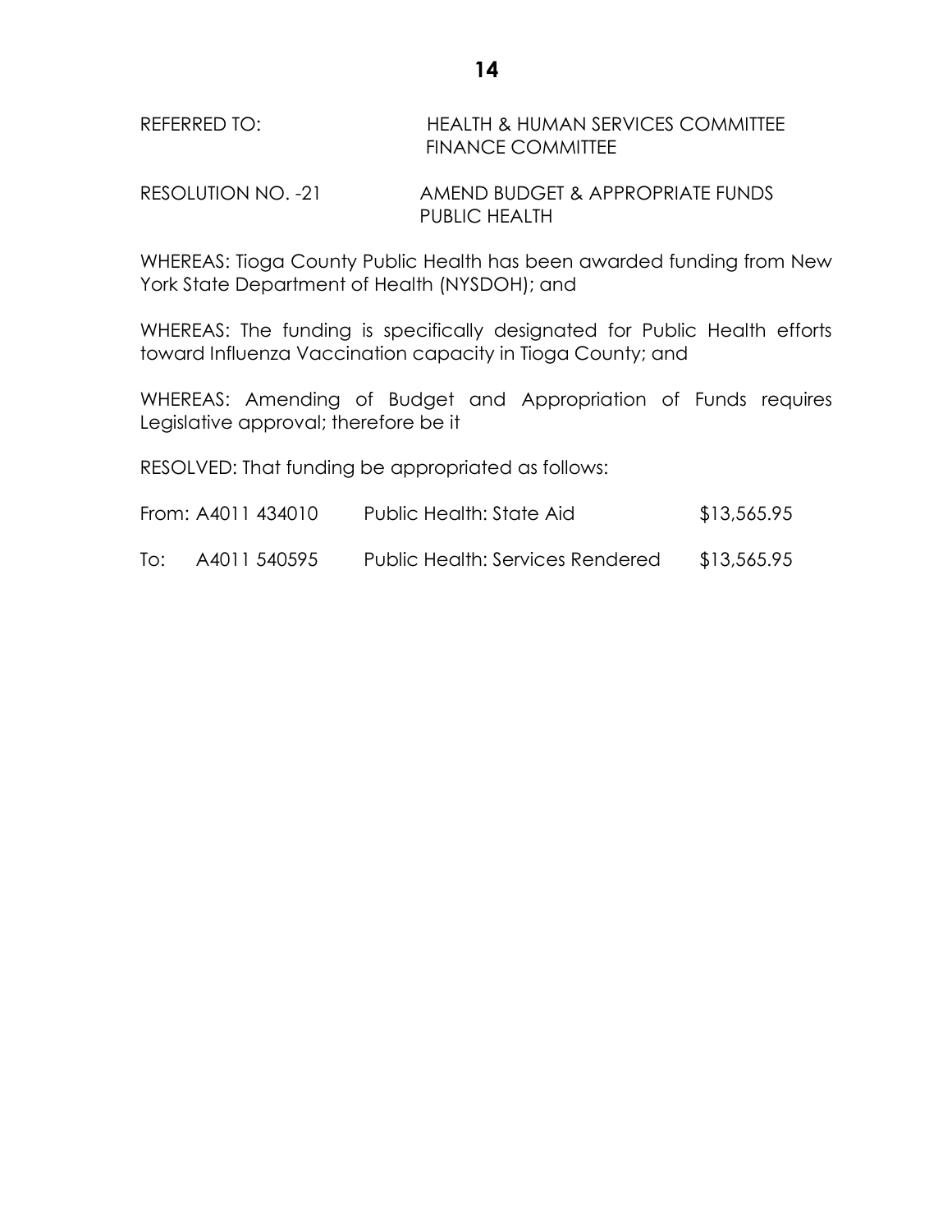REFERRED TO: HEALTH & HUMAN SERVICES COMMITTEE
FINANCE COMMITTEE

RESOLUTION NO. -21 AMEND BUDGET & APPROPRIATE FUNDS
PUBLIC HEALTH

WHEREAS: Tioga County Public Health has been awarded funding from New York State Department of Health (NYSDOH); and

WHEREAS: The funding is specifically designated for Public Health efforts toward Influenza Vaccination capacity in Tioga County; and

WHEREAS: Amending of Budget and Appropriation of Funds requires Legislative approval; therefore be it

RESOLVED: That funding be appropriated as follows:

| | | | |
|---|---|---|---|
| From: | A4011 434010 | Public Health: State Aid | $13,565.95 |
| To: | A4011 540595 | Public Health: Services Rendered | $13,565.95 |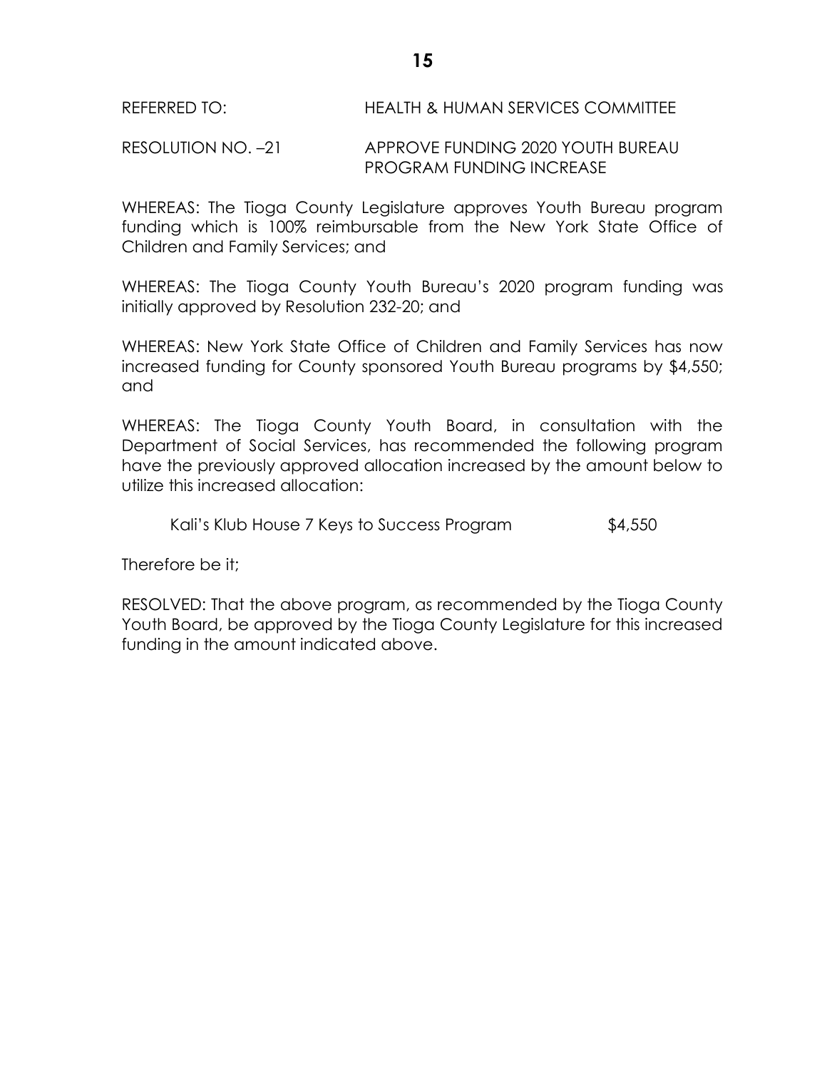REFERRED TO: HEALTH & HUMAN SERVICES COMMITTEE

RESOLUTION NO. –21 APPROVE FUNDING 2020 YOUTH BUREAU PROGRAM FUNDING INCREASE

WHEREAS: The Tioga County Legislature approves Youth Bureau program funding which is 100% reimbursable from the New York State Office of Children and Family Services; and

WHEREAS: The Tioga County Youth Bureau's 2020 program funding was initially approved by Resolution 232-20; and

WHEREAS: New York State Office of Children and Family Services has now increased funding for County sponsored Youth Bureau programs by $4,550; and

WHEREAS: The Tioga County Youth Board, in consultation with the Department of Social Services, has recommended the following program have the previously approved allocation increased by the amount below to utilize this increased allocation:

Kali's Klub House 7 Keys to Success Program $4,550

Therefore be it;

RESOLVED: That the above program, as recommended by the Tioga County Youth Board, be approved by the Tioga County Legislature for this increased funding in the amount indicated above.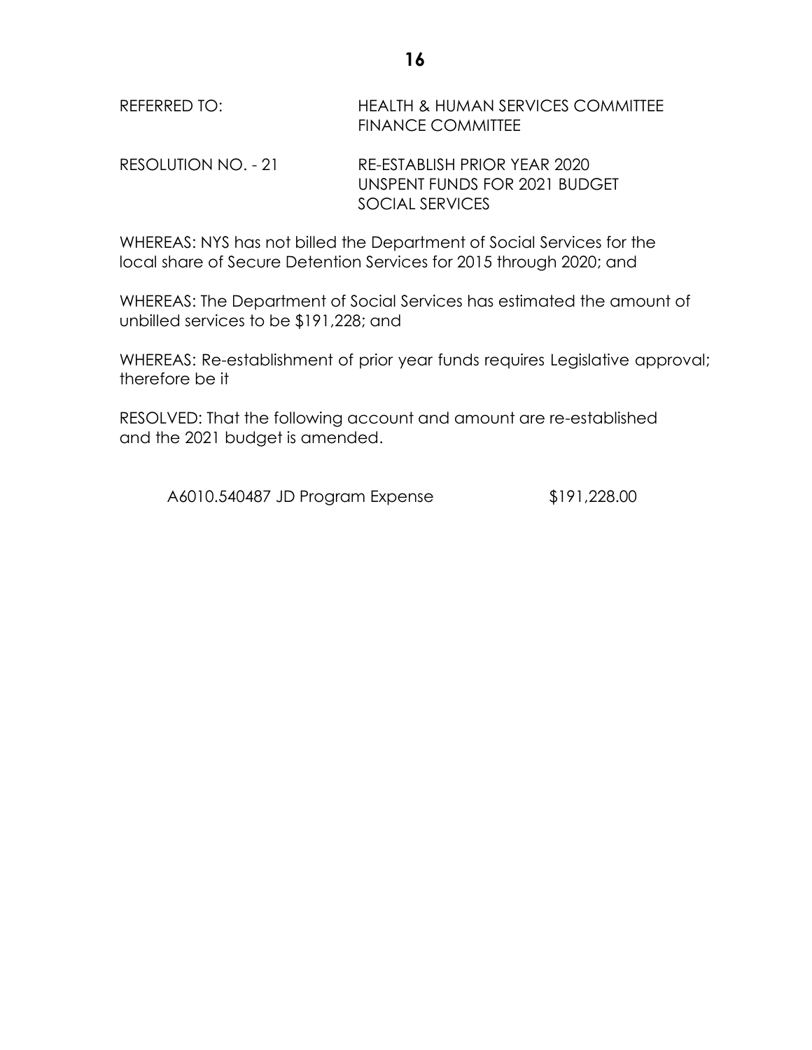REFERRED TO: HEALTH & HUMAN SERVICES COMMITTEE
FINANCE COMMITTEE

RESOLUTION NO. - 21 RE-ESTABLISH PRIOR YEAR 2020
UNSPENT FUNDS FOR 2021 BUDGET
SOCIAL SERVICES

WHEREAS: NYS has not billed the Department of Social Services for the local share of Secure Detention Services for 2015 through 2020; and

WHEREAS: The Department of Social Services has estimated the amount of unbilled services to be $191,228; and

WHEREAS: Re-establishment of prior year funds requires Legislative approval; therefore be it

RESOLVED: That the following account and amount are re-established and the 2021 budget is amended.

| | |
|---|---|
| A6010.540487 JD Program Expense | $191,228.00 |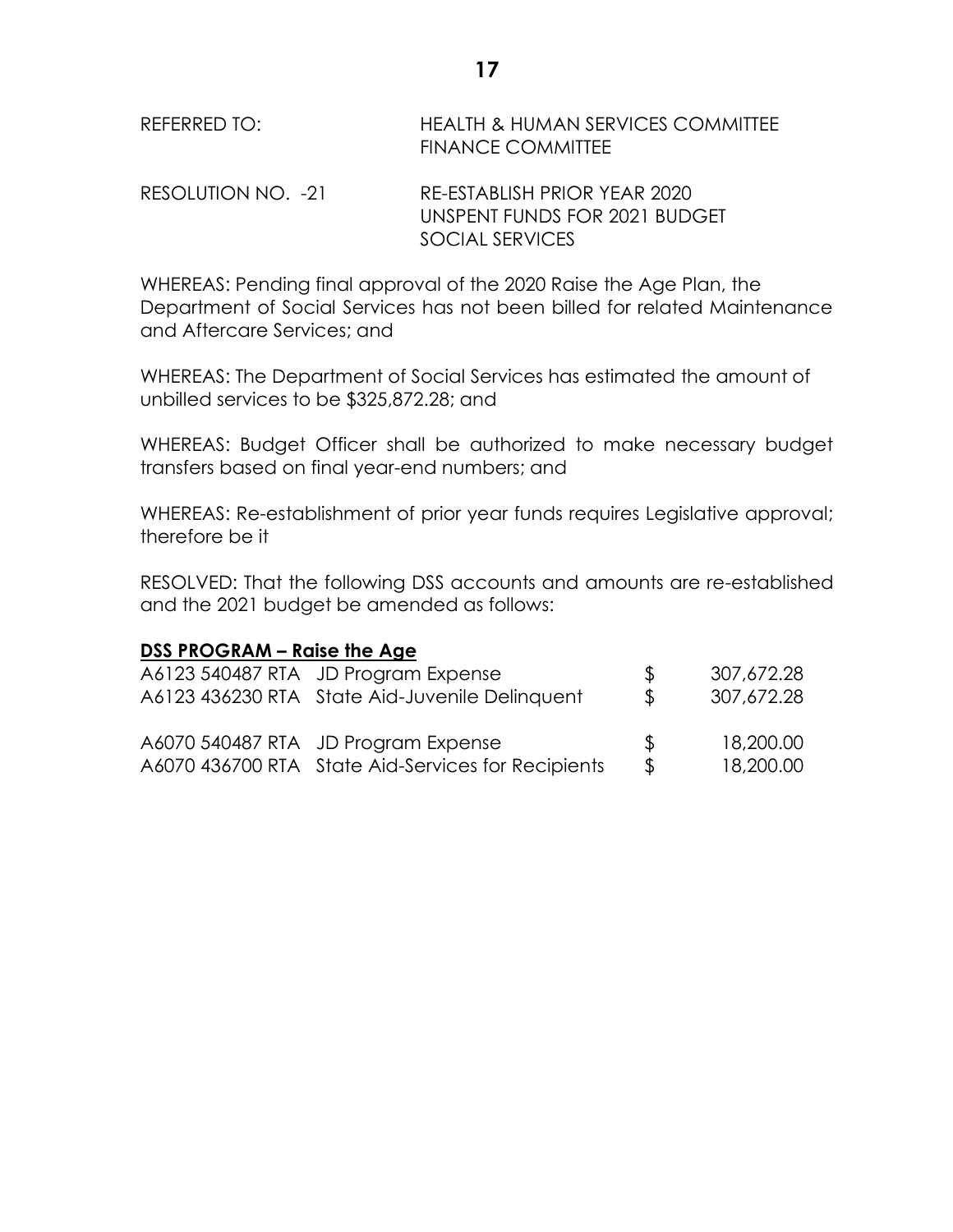REFERRED TO: HEALTH & HUMAN SERVICES COMMITTEE
FINANCE COMMITTEE

RESOLUTION NO. -21 RE-ESTABLISH PRIOR YEAR 2020 UNSPENT FUNDS FOR 2021 BUDGET SOCIAL SERVICES

WHEREAS: Pending final approval of the 2020 Raise the Age Plan, the Department of Social Services has not been billed for related Maintenance and Aftercare Services; and

WHEREAS: The Department of Social Services has estimated the amount of unbilled services to be $325,872.28; and

WHEREAS: Budget Officer shall be authorized to make necessary budget transfers based on final year-end numbers; and

WHEREAS: Re-establishment of prior year funds requires Legislative approval; therefore be it

RESOLVED: That the following DSS accounts and amounts are re-established and the 2021 budget be amended as follows:

**DSS PROGRAM – Raise the Age**

| Account | Description | | Amount |
|---|---|---|---|
| A6123 540487 RTA | JD Program Expense | $ | 307,672.28 |
| A6123 436230 RTA | State Aid-Juvenile Delinquent | $ | 307,672.28 |
| | | | |
| A6070 540487 RTA | JD Program Expense | $ | 18,200.00 |
| A6070 436700 RTA | State Aid-Services for Recipients | $ | 18,200.00 |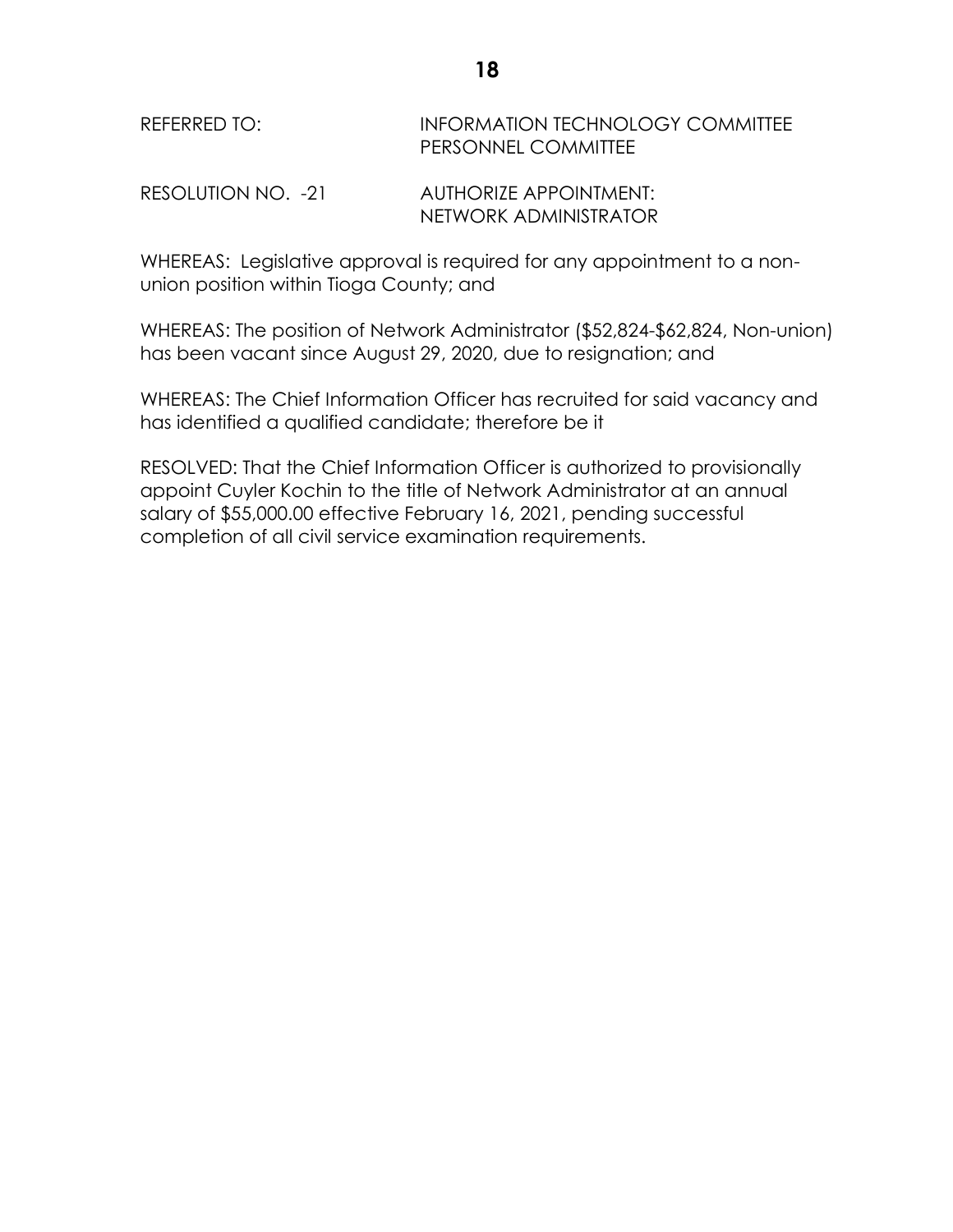REFERRED TO: INFORMATION TECHNOLOGY COMMITTEE
PERSONNEL COMMITTEE

RESOLUTION NO. -21 AUTHORIZE APPOINTMENT:
NETWORK ADMINISTRATOR

WHEREAS: Legislative approval is required for any appointment to a non-union position within Tioga County; and

WHEREAS: The position of Network Administrator ($52,824-$62,824, Non-union) has been vacant since August 29, 2020, due to resignation; and

WHEREAS: The Chief Information Officer has recruited for said vacancy and has identified a qualified candidate; therefore be it

RESOLVED: That the Chief Information Officer is authorized to provisionally appoint Cuyler Kochin to the title of Network Administrator at an annual salary of $55,000.00 effective February 16, 2021, pending successful completion of all civil service examination requirements.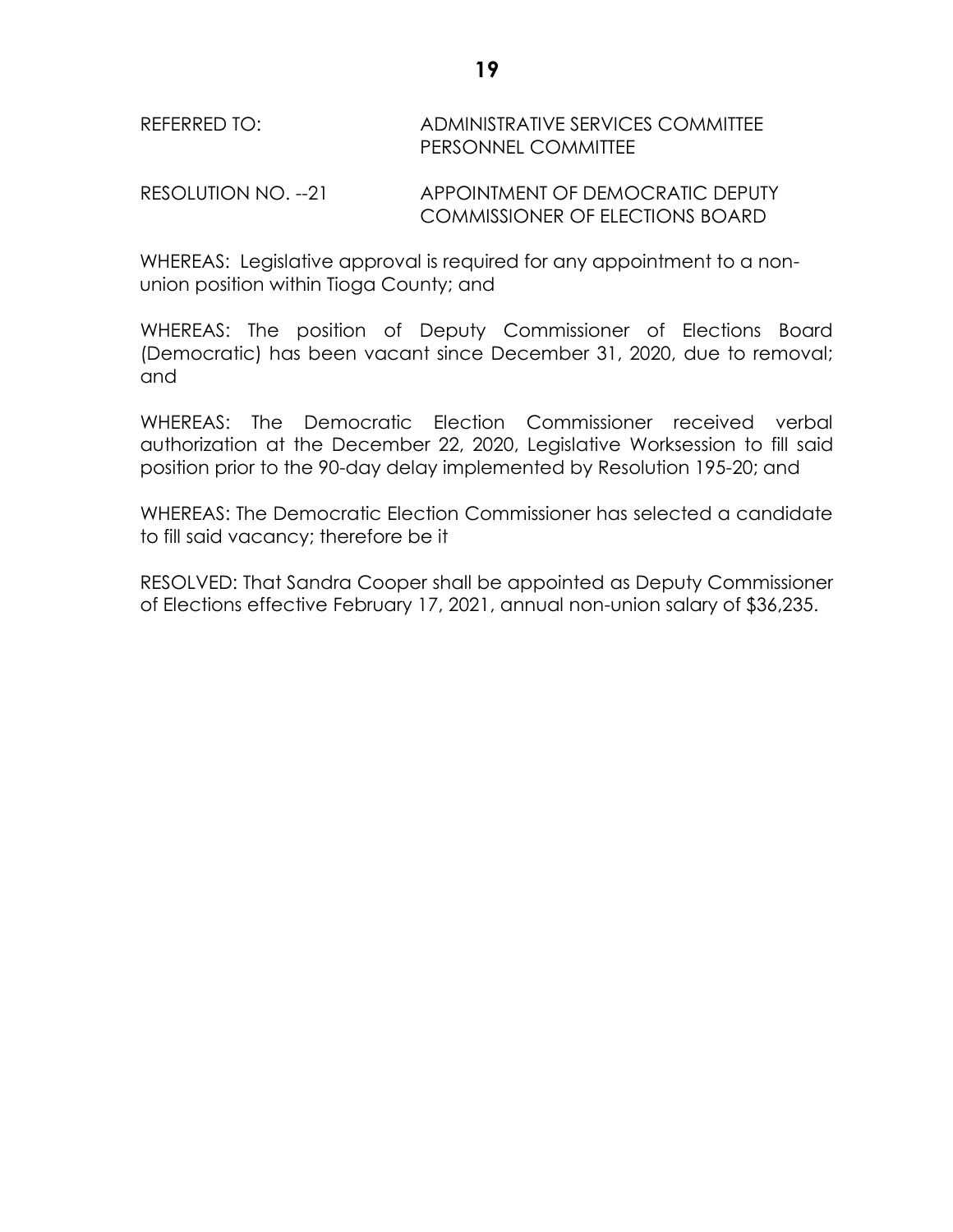REFERRED TO: ADMINISTRATIVE SERVICES COMMITTEE
PERSONNEL COMMITTEE

RESOLUTION NO. --21 APPOINTMENT OF DEMOCRATIC DEPUTY COMMISSIONER OF ELECTIONS BOARD

WHEREAS: Legislative approval is required for any appointment to a non-union position within Tioga County; and

WHEREAS: The position of Deputy Commissioner of Elections Board (Democratic) has been vacant since December 31, 2020, due to removal; and

WHEREAS: The Democratic Election Commissioner received verbal authorization at the December 22, 2020, Legislative Worksession to fill said position prior to the 90-day delay implemented by Resolution 195-20; and

WHEREAS: The Democratic Election Commissioner has selected a candidate to fill said vacancy; therefore be it

RESOLVED: That Sandra Cooper shall be appointed as Deputy Commissioner of Elections effective February 17, 2021, annual non-union salary of $36,235.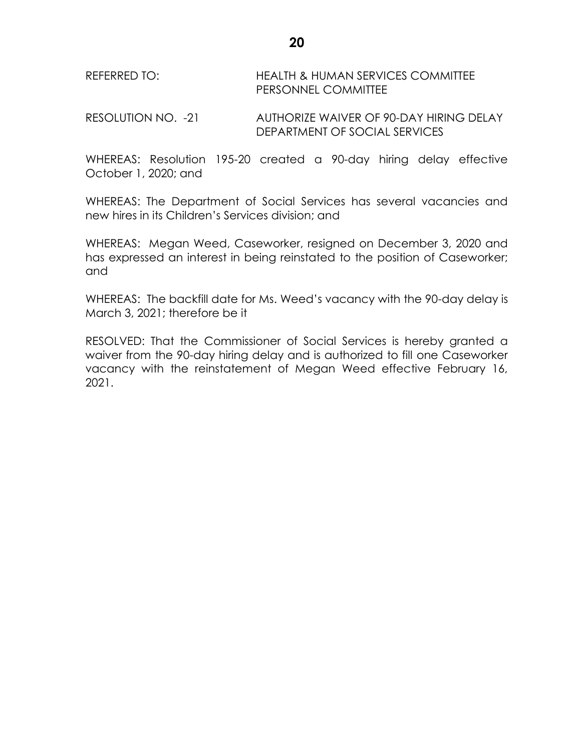REFERRED TO: HEALTH & HUMAN SERVICES COMMITTEE
PERSONNEL COMMITTEE

RESOLUTION NO. -21 AUTHORIZE WAIVER OF 90-DAY HIRING DELAY
DEPARTMENT OF SOCIAL SERVICES

WHEREAS: Resolution 195-20 created a 90-day hiring delay effective October 1, 2020; and

WHEREAS: The Department of Social Services has several vacancies and new hires in its Children's Services division; and

WHEREAS: Megan Weed, Caseworker, resigned on December 3, 2020 and has expressed an interest in being reinstated to the position of Caseworker; and

WHEREAS: The backfill date for Ms. Weed's vacancy with the 90-day delay is March 3, 2021; therefore be it

RESOLVED: That the Commissioner of Social Services is hereby granted a waiver from the 90-day hiring delay and is authorized to fill one Caseworker vacancy with the reinstatement of Megan Weed effective February 16, 2021.